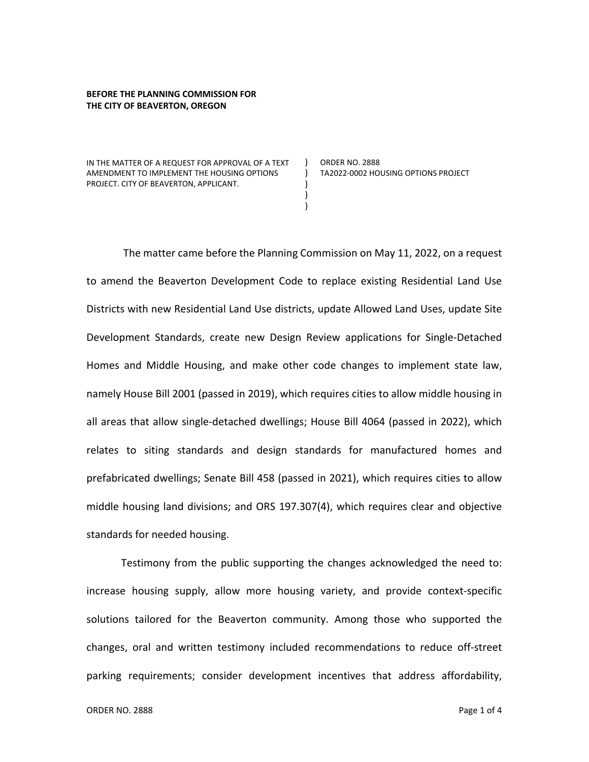**BEFORE THE PLANNING COMMISSION FOR THE CITY OF BEAVERTON, OREGON**

| | | |
|---|---|---|
| IN THE MATTER OF A REQUEST FOR APPROVAL OF A TEXT AMENDMENT TO IMPLEMENT THE HOUSING OPTIONS PROJECT. CITY OF BEAVERTON, APPLICANT. | ) ) ) ) ) | ORDER NO. 2888 TA2022-0002 HOUSING OPTIONS PROJECT |

The matter came before the Planning Commission on May 11, 2022, on a request to amend the Beaverton Development Code to replace existing Residential Land Use Districts with new Residential Land Use districts, update Allowed Land Uses, update Site Development Standards, create new Design Review applications for Single-Detached Homes and Middle Housing, and make other code changes to implement state law, namely House Bill 2001 (passed in 2019), which requires cities to allow middle housing in all areas that allow single-detached dwellings; House Bill 4064 (passed in 2022), which relates to siting standards and design standards for manufactured homes and prefabricated dwellings; Senate Bill 458 (passed in 2021), which requires cities to allow middle housing land divisions; and ORS 197.307(4), which requires clear and objective standards for needed housing.

Testimony from the public supporting the changes acknowledged the need to: increase housing supply, allow more housing variety, and provide context-specific solutions tailored for the Beaverton community. Among those who supported the changes, oral and written testimony included recommendations to reduce off-street parking requirements; consider development incentives that address affordability,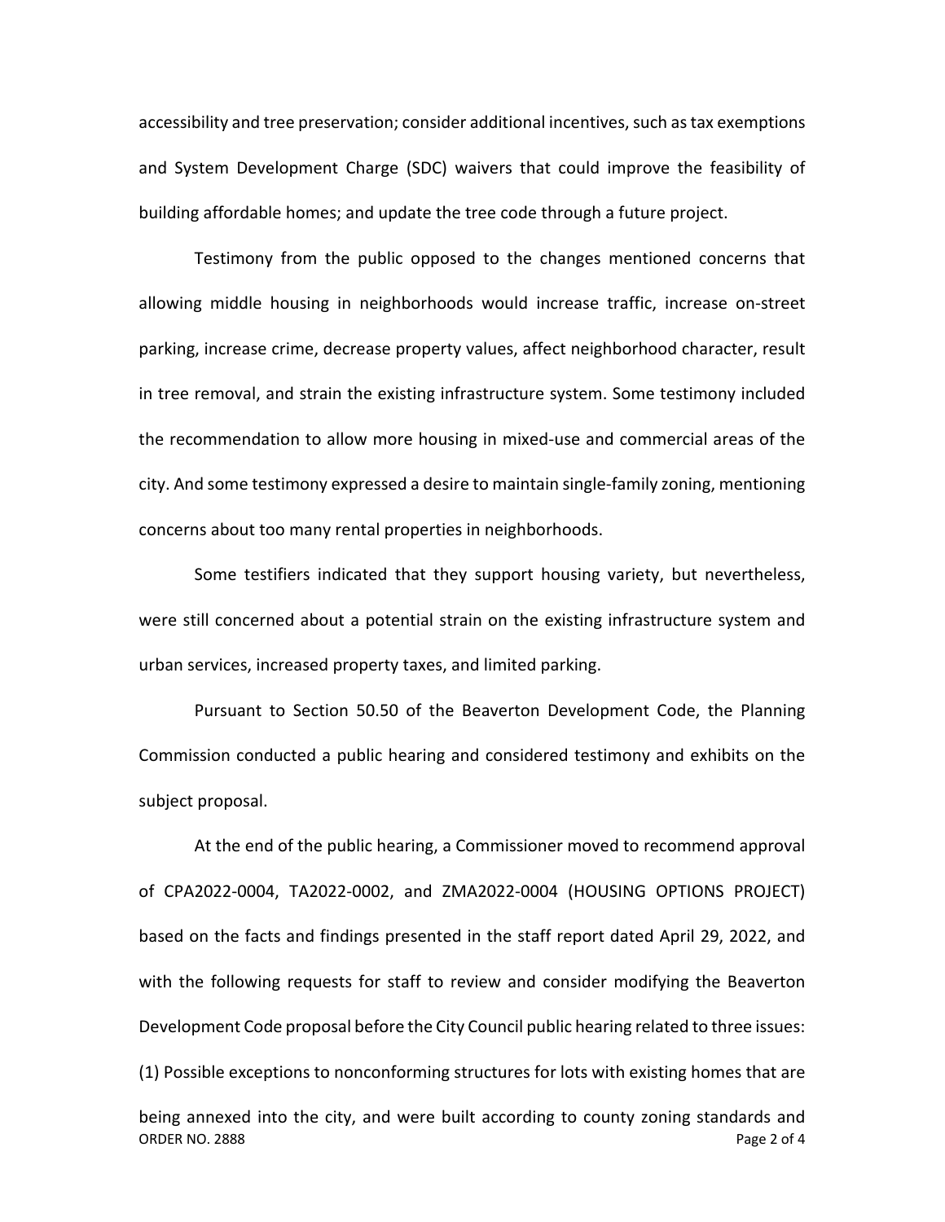accessibility and tree preservation; consider additional incentives, such as tax exemptions and System Development Charge (SDC) waivers that could improve the feasibility of building affordable homes; and update the tree code through a future project.

Testimony from the public opposed to the changes mentioned concerns that allowing middle housing in neighborhoods would increase traffic, increase on-street parking, increase crime, decrease property values, affect neighborhood character, result in tree removal, and strain the existing infrastructure system. Some testimony included the recommendation to allow more housing in mixed-use and commercial areas of the city. And some testimony expressed a desire to maintain single-family zoning, mentioning concerns about too many rental properties in neighborhoods.

Some testifiers indicated that they support housing variety, but nevertheless, were still concerned about a potential strain on the existing infrastructure system and urban services, increased property taxes, and limited parking.

Pursuant to Section 50.50 of the Beaverton Development Code, the Planning Commission conducted a public hearing and considered testimony and exhibits on the subject proposal.

At the end of the public hearing, a Commissioner moved to recommend approval of CPA2022-0004, TA2022-0002, and ZMA2022-0004 (HOUSING OPTIONS PROJECT) based on the facts and findings presented in the staff report dated April 29, 2022, and with the following requests for staff to review and consider modifying the Beaverton Development Code proposal before the City Council public hearing related to three issues: (1) Possible exceptions to nonconforming structures for lots with existing homes that are being annexed into the city, and were built according to county zoning standards and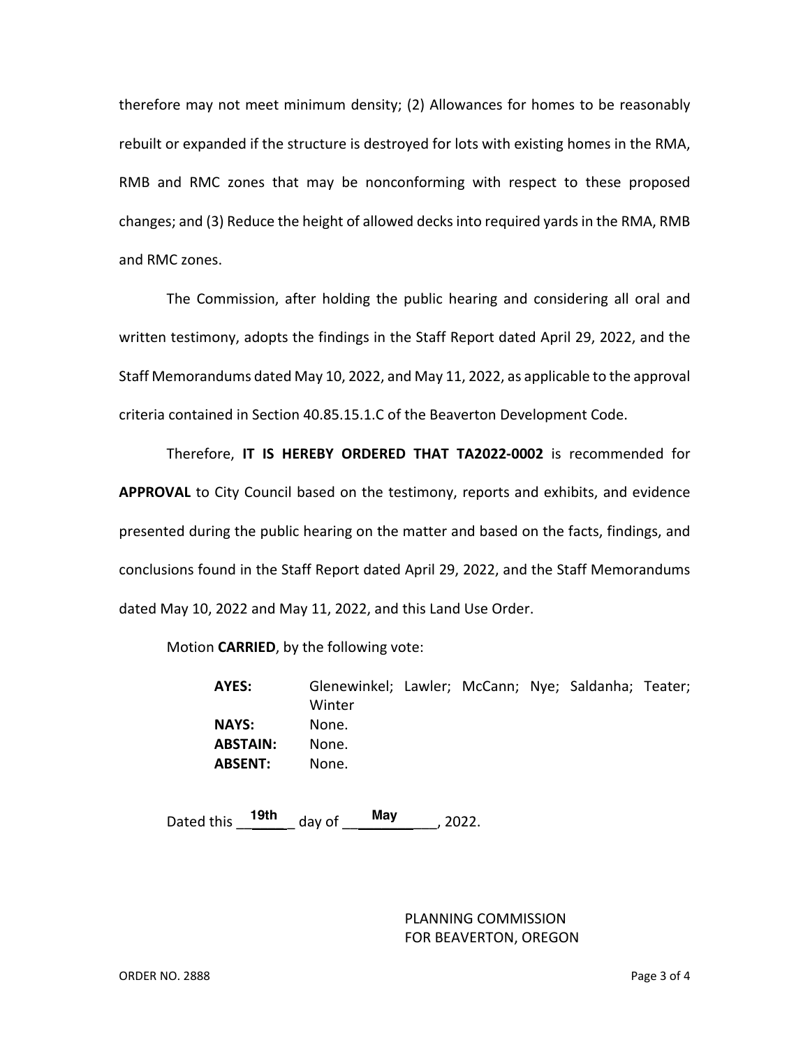therefore may not meet minimum density; (2) Allowances for homes to be reasonably rebuilt or expanded if the structure is destroyed for lots with existing homes in the RMA, RMB and RMC zones that may be nonconforming with respect to these proposed changes; and (3) Reduce the height of allowed decks into required yards in the RMA, RMB and RMC zones.

The Commission, after holding the public hearing and considering all oral and written testimony, adopts the findings in the Staff Report dated April 29, 2022, and the Staff Memorandums dated May 10, 2022, and May 11, 2022, as applicable to the approval criteria contained in Section 40.85.15.1.C of the Beaverton Development Code.

Therefore, **IT IS HEREBY ORDERED THAT TA2022-0002** is recommended for **APPROVAL** to City Council based on the testimony, reports and exhibits, and evidence presented during the public hearing on the matter and based on the facts, findings, and conclusions found in the Staff Report dated April 29, 2022, and the Staff Memorandums dated May 10, 2022 and May 11, 2022, and this Land Use Order.

Motion **CARRIED**, by the following vote:

| | |
|---|---|
| **AYES:** | Glenewinkel; Lawler; McCann; Nye; Saldanha; Teater; Winter |
| **NAYS:** | None. |
| **ABSTAIN:** | None. |
| **ABSENT:** | None. |

Dated this 19th day of May, 2022.

PLANNING COMMISSION
FOR BEAVERTON, OREGON

ORDER NO. 2888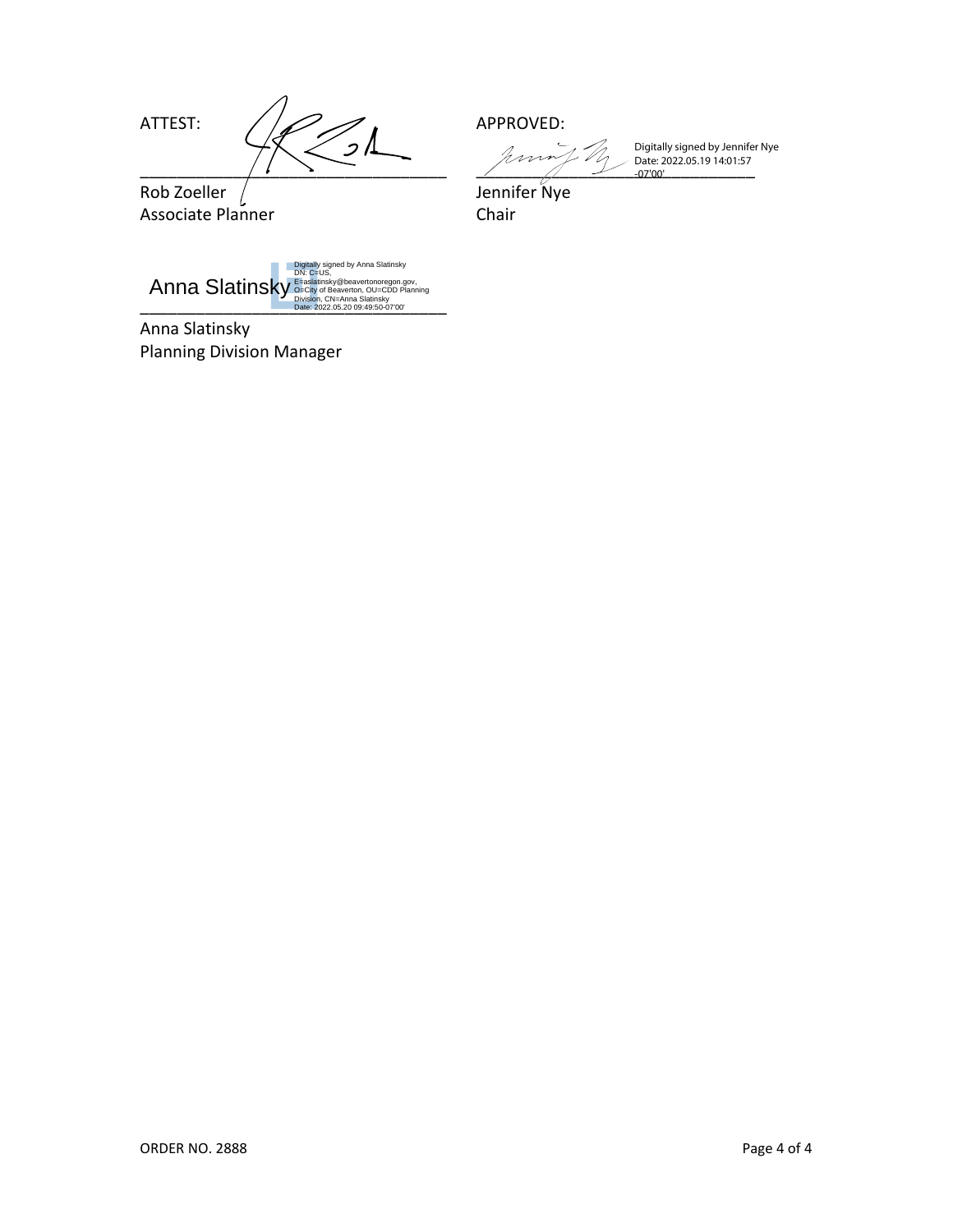ATTEST:

\_\_\_\_\_\_\_\_\_\_\_\_\_\_\_\_\_\_\_\_\_\_\_\_\_\_\_\_\_\_\_\_\_\_\_\_

Rob Zoeller
Associate Planner

APPROVED:

Digitally signed by Jennifer Nye
Date: 2022.05.19 14:01:57 -07'00'

\_\_\_\_\_\_\_\_\_\_\_\_\_\_\_\_\_\_\_\_\_\_\_\_\_\_\_\_\_\_\_\_\_\_\_\_

Jennifer Nye
Chair

Anna Slatinsky

Digitally signed by Anna Slatinsky
DN: C=US, E=aslatinsky@beavertonoregon.gov, O=City of Beaverton, OU=CDD Planning Division, CN=Anna Slatinsky
Date: 2022.05.20 09:49:50-07'00'

\_\_\_\_\_\_\_\_\_\_\_\_\_\_\_\_\_\_\_\_\_\_\_\_\_\_\_\_\_\_\_\_\_\_\_\_

Anna Slatinsky
Planning Division Manager

ORDER NO. 2888